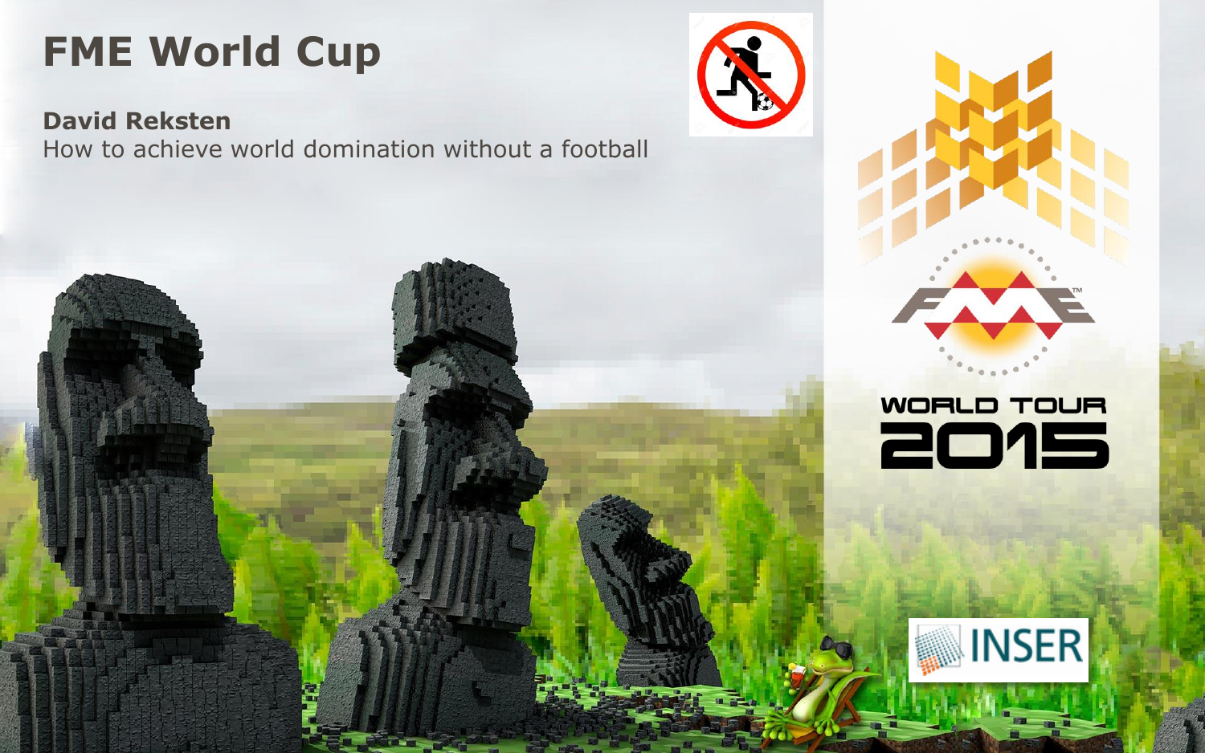# FME World Cup

**David Reksten**

How to achieve world domination without a football

WORLD TOUR 2015

INSER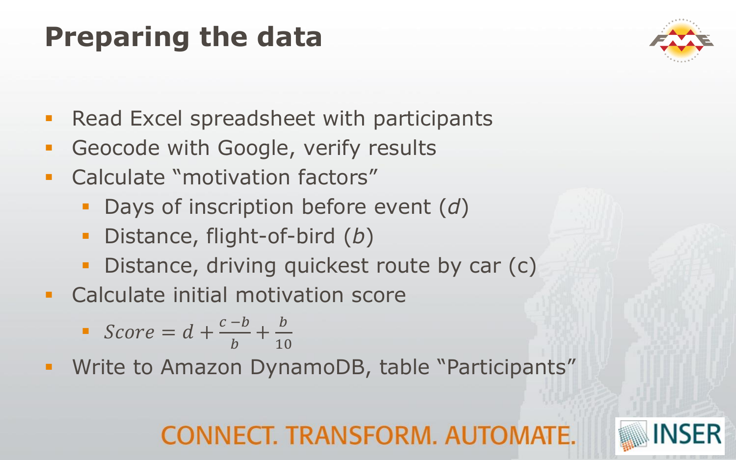# Preparing the data

- Read Excel spreadsheet with participants
- Geocode with Google, verify results
- Calculate "motivation factors"
  - Days of inscription before event (*d*)
  - Distance, flight-of-bird (*b*)
  - Distance, driving quickest route by car (c)
- Calculate initial motivation score
  - $Score = d + \frac{c-b}{b} + \frac{b}{10}$
- Write to Amazon DynamoDB, table "Participants"

CONNECT. TRANSFORM. AUTOMATE.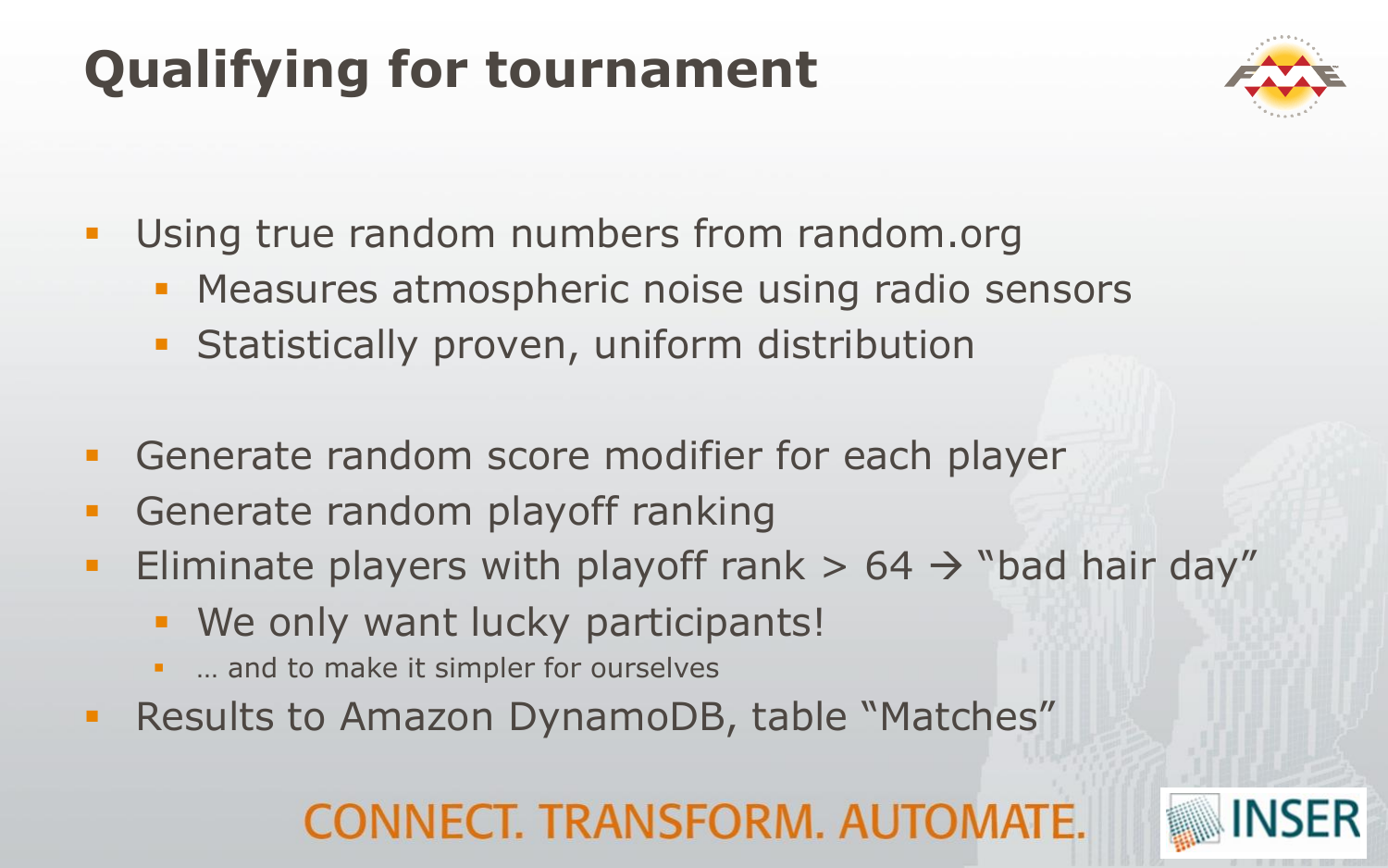# Qualifying for tournament

- Using true random numbers from random.org
  - Measures atmospheric noise using radio sensors
  - Statistically proven, uniform distribution

- Generate random score modifier for each player
- Generate random playoff ranking
- Eliminate players with playoff rank > 64 → "bad hair day"
  - We only want lucky participants!
  - … and to make it simpler for ourselves
- Results to Amazon DynamoDB, table "Matches"

CONNECT. TRANSFORM. AUTOMATE.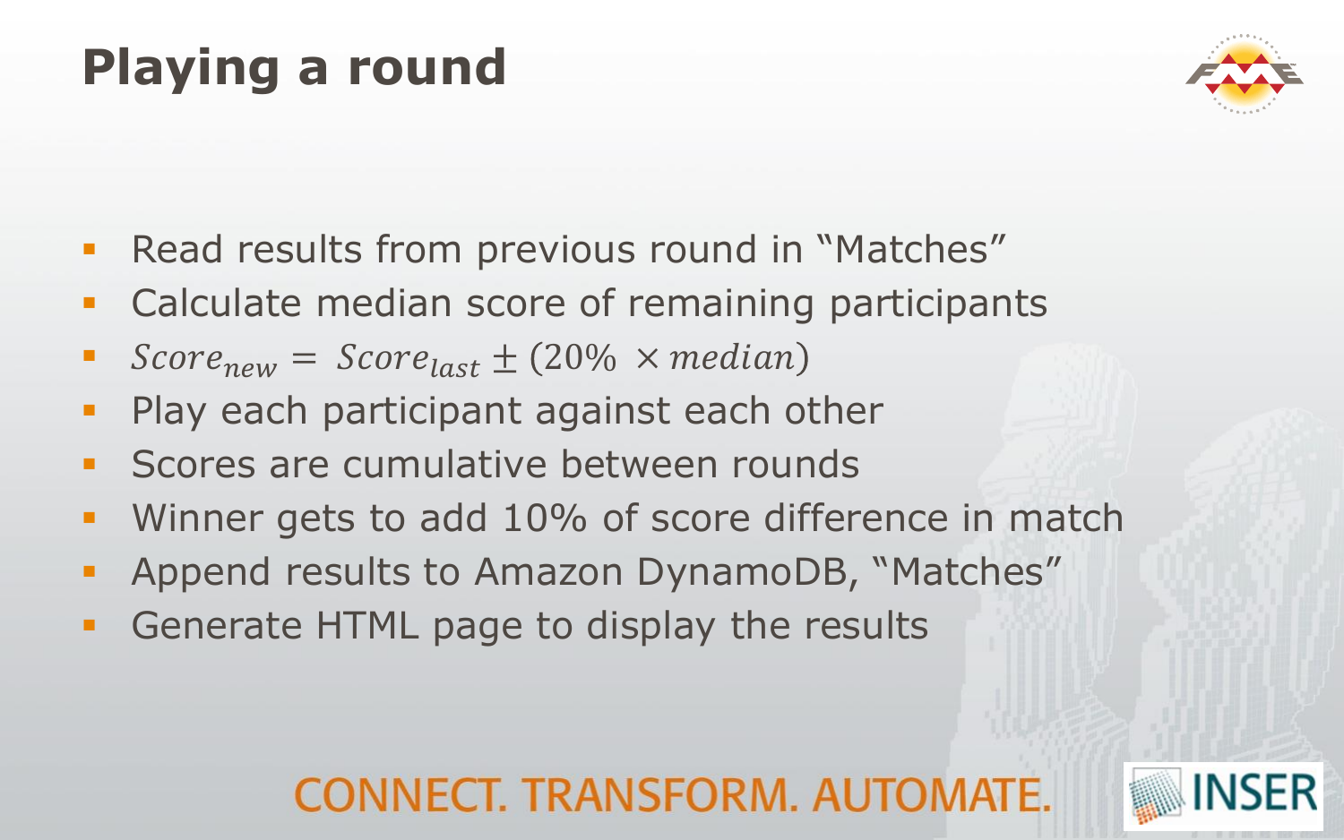# Playing a round

- Read results from previous round in “Matches”
- Calculate median score of remaining participants
- $Score_{new} = Score_{last} \pm (20\% \times median)$
- Play each participant against each other
- Scores are cumulative between rounds
- Winner gets to add 10% of score difference in match
- Append results to Amazon DynamoDB, “Matches”
- Generate HTML page to display the results

CONNECT. TRANSFORM. AUTOMATE.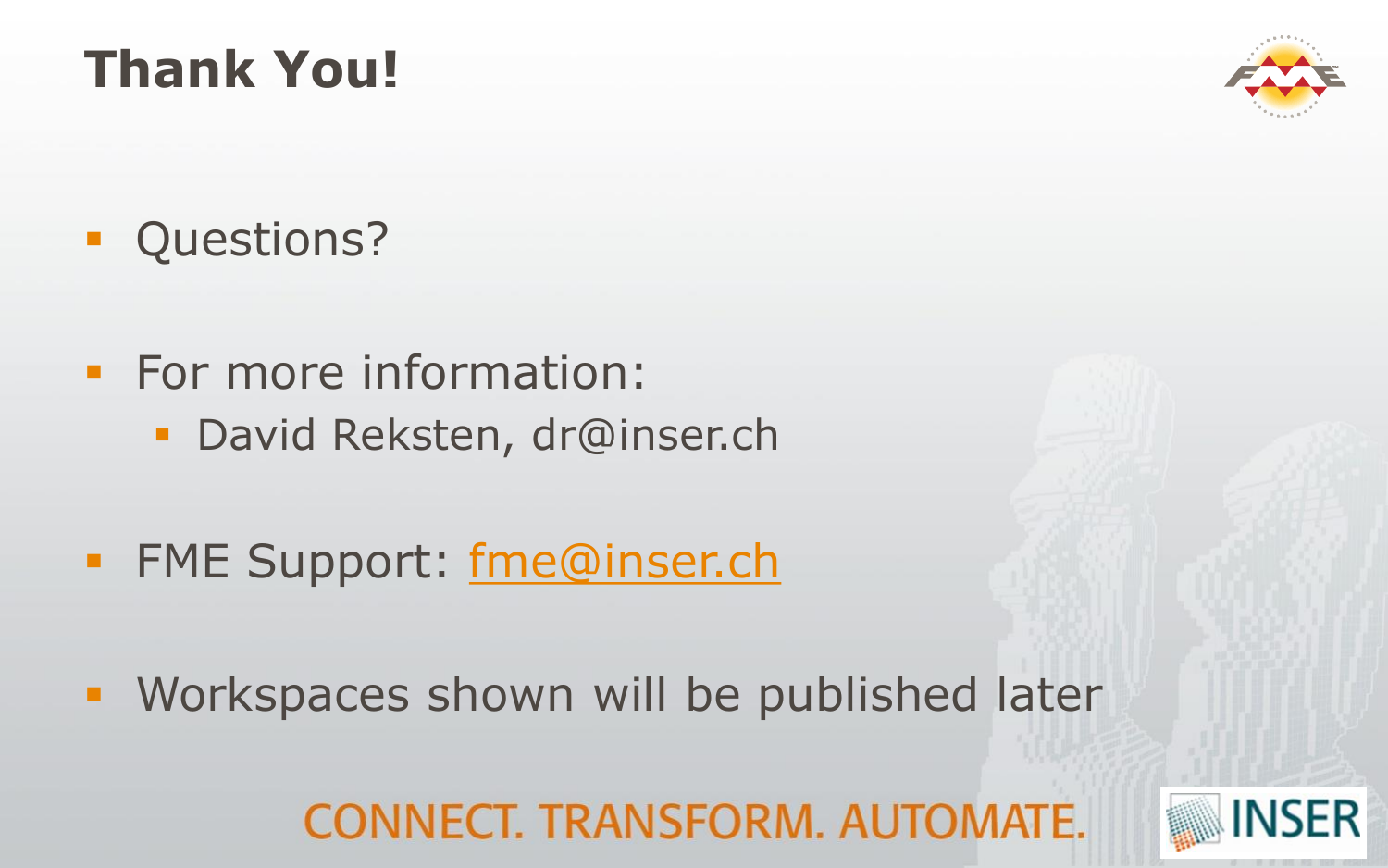# Thank You!

- Questions?

- For more information:
  - David Reksten, dr@inser.ch

- FME Support: fme@inser.ch

- Workspaces shown will be published later

CONNECT. TRANSFORM. AUTOMATE.